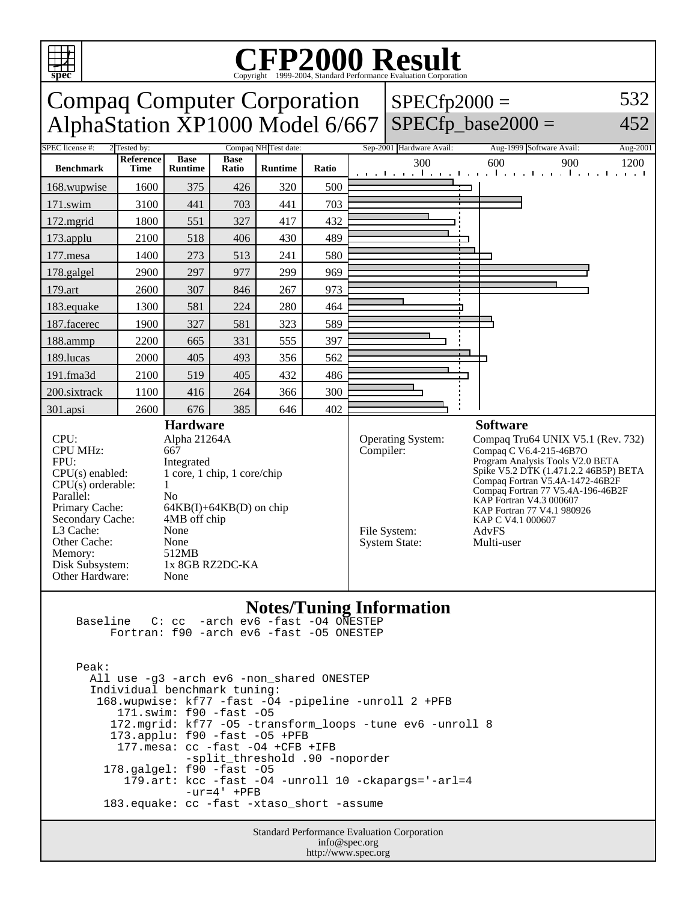# CFP2000 Result

Copyright 1999-2004, Standard Performance Evaluation Corporation

## Compaq Computer Corporation
## AlphaStation XP1000 Model 6/667

SPECfp2000 = 532

SPECfp_base2000 = 452

SPEC license #: 2 | Tested by: Compaq NH | Test date: Sep-2001 | Hardware Avail: Aug-1999 | Software Avail: Aug-2001

| Benchmark | Reference Time | Base Runtime | Base Ratio | Runtime | Ratio |
|---|---|---|---|---|---|
| 168.wupwise | 1600 | 375 | 426 | 320 | 500 |
| 171.swim | 3100 | 441 | 703 | 441 | 703 |
| 172.mgrid | 1800 | 551 | 327 | 417 | 432 |
| 173.applu | 2100 | 518 | 406 | 430 | 489 |
| 177.mesa | 1400 | 273 | 513 | 241 | 580 |
| 178.galgel | 2900 | 297 | 977 | 299 | 969 |
| 179.art | 2600 | 307 | 846 | 267 | 973 |
| 183.equake | 1300 | 581 | 224 | 280 | 464 |
| 187.facerec | 1900 | 327 | 581 | 323 | 589 |
| 188.ammp | 2200 | 665 | 331 | 555 | 397 |
| 189.lucas | 2000 | 405 | 493 | 356 | 562 |
| 191.fma3d | 2100 | 519 | 405 | 432 | 486 |
| 200.sixtrack | 1100 | 416 | 264 | 366 | 300 |
| 301.apsi | 2600 | 676 | 385 | 646 | 402 |

### Hardware

| | |
|---|---|
| CPU: | Alpha 21264A |
| CPU MHz: | 667 |
| FPU: | Integrated |
| CPU(s) enabled: | 1 core, 1 chip, 1 core/chip |
| CPU(s) orderable: | 1 |
| Parallel: | No |
| Primary Cache: | 64KB(I)+64KB(D) on chip |
| Secondary Cache: | 4MB off chip |
| L3 Cache: | None |
| Other Cache: | None |
| Memory: | 512MB |
| Disk Subsystem: | 1x 8GB RZ2DC-KA |
| Other Hardware: | None |

### Software

| | |
|---|---|
| Operating System: | Compaq Tru64 UNIX V5.1 (Rev. 732) |
| Compiler: | Compaq C V6.4-215-46B7O<br>Program Analysis Tools V2.0 BETA<br>Spike V5.2 DTK (1.471.2.2 46B5P) BETA<br>Compaq Fortran V5.4A-1472-46B2F<br>Compaq Fortran 77 V5.4A-196-46B2F<br>KAP Fortran V4.3 000607<br>KAP Fortran 77 V4.1 980926<br>KAP C V4.1 000607 |
| File System: | AdvFS |
| System State: | Multi-user |

### Notes/Tuning Information

```
Baseline   C: cc  -arch ev6 -fast -O4 ONESTEP
     Fortran: f90 -arch ev6 -fast -O5 ONESTEP


Peak:
  All use -g3 -arch ev6 -non_shared ONESTEP
  Individual benchmark tuning:
   168.wupwise: kf77 -fast -O4 -pipeline -unroll 2 +PFB
      171.swim: f90 -fast -O5
     172.mgrid: kf77 -O5 -transform_loops -tune ev6 -unroll 8
     173.applu: f90 -fast -O5 +PFB
      177.mesa: cc -fast -O4 +CFB +IFB
                -split_threshold .90 -noporder
    178.galgel: f90 -fast -O5
       179.art: kcc -fast -O4 -unroll 10 -ckapargs='-arl=4
                -ur=4' +PFB
    183.equake: cc -fast -xtaso_short -assume
```

Standard Performance Evaluation Corporation
info@spec.org
http://www.spec.org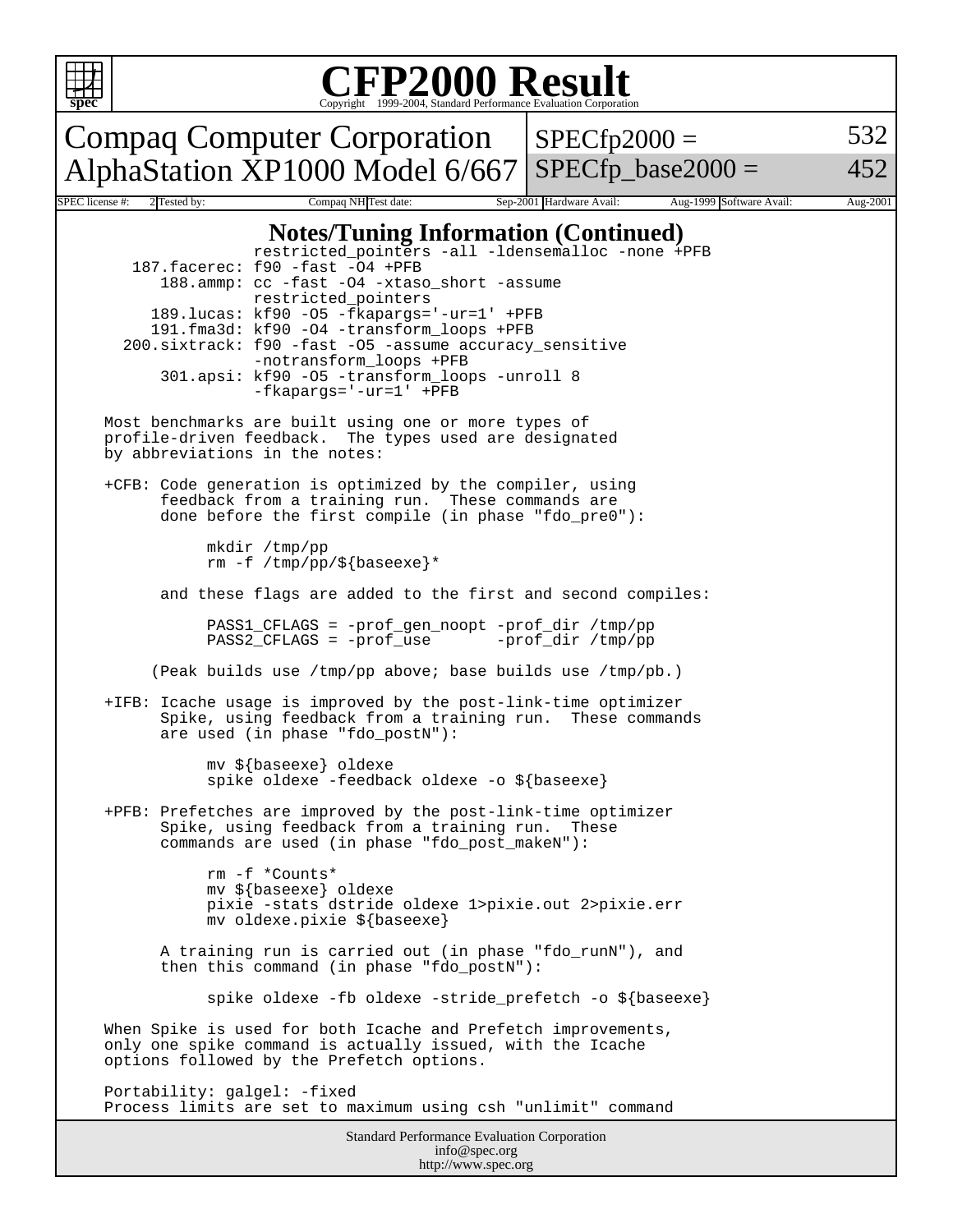# CFP2000 Result

Copyright 1999-2004, Standard Performance Evaluation Corporation

| Compaq Computer Corporation | SPECfp2000 = | 532 |
| --- | --- | --- |
| AlphaStation XP1000 Model 6/667 | SPECfp_base2000 = | 452 |

| SPEC license #: | 2 | Tested by: | Compaq NH | Test date: | Sep-2001 | Hardware Avail: | Aug-1999 | Software Avail: | Aug-2001 |
| --- | --- | --- | --- | --- | --- | --- | --- | --- | --- |

## Notes/Tuning Information (Continued)

```
                 restricted_pointers -all -ldensemalloc -none +PFB
    187.facerec: f90 -fast -O4 +PFB
       188.ammp: cc -fast -O4 -xtaso_short -assume
                 restricted_pointers
      189.lucas: kf90 -O5 -fkapargs='-ur=1' +PFB
      191.fma3d: kf90 -O4 -transform_loops +PFB
   200.sixtrack: f90 -fast -O5 -assume accuracy_sensitive
                 -notransform_loops +PFB
       301.apsi: kf90 -O5 -transform_loops -unroll 8
                 -fkapargs='-ur=1' +PFB

Most benchmarks are built using one or more types of
profile-driven feedback.  The types used are designated
by abbreviations in the notes:

+CFB: Code generation is optimized by the compiler, using
      feedback from a training run.  These commands are
      done before the first compile (in phase "fdo_pre0"):

           mkdir /tmp/pp
           rm -f /tmp/pp/${baseexe}*

      and these flags are added to the first and second compiles:

           PASS1_CFLAGS = -prof_gen_noopt -prof_dir /tmp/pp
           PASS2_CFLAGS = -prof_use       -prof_dir /tmp/pp

     (Peak builds use /tmp/pp above; base builds use /tmp/pb.)

+IFB: Icache usage is improved by the post-link-time optimizer
      Spike, using feedback from a training run.  These commands
      are used (in phase "fdo_postN"):

           mv ${baseexe} oldexe
           spike oldexe -feedback oldexe -o ${baseexe}

+PFB: Prefetches are improved by the post-link-time optimizer
      Spike, using feedback from a training run.  These
      commands are used (in phase "fdo_post_makeN"):

           rm -f *Counts*
           mv ${baseexe} oldexe
           pixie -stats dstride oldexe 1>pixie.out 2>pixie.err
           mv oldexe.pixie ${baseexe}

      A training run is carried out (in phase "fdo_runN"), and
      then this command (in phase "fdo_postN"):

           spike oldexe -fb oldexe -stride_prefetch -o ${baseexe}

When Spike is used for both Icache and Prefetch improvements,
only one spike command is actually issued, with the Icache
options followed by the Prefetch options.

Portability: galgel: -fixed
Process limits are set to maximum using csh "unlimit" command
```

Standard Performance Evaluation Corporation
info@spec.org
http://www.spec.org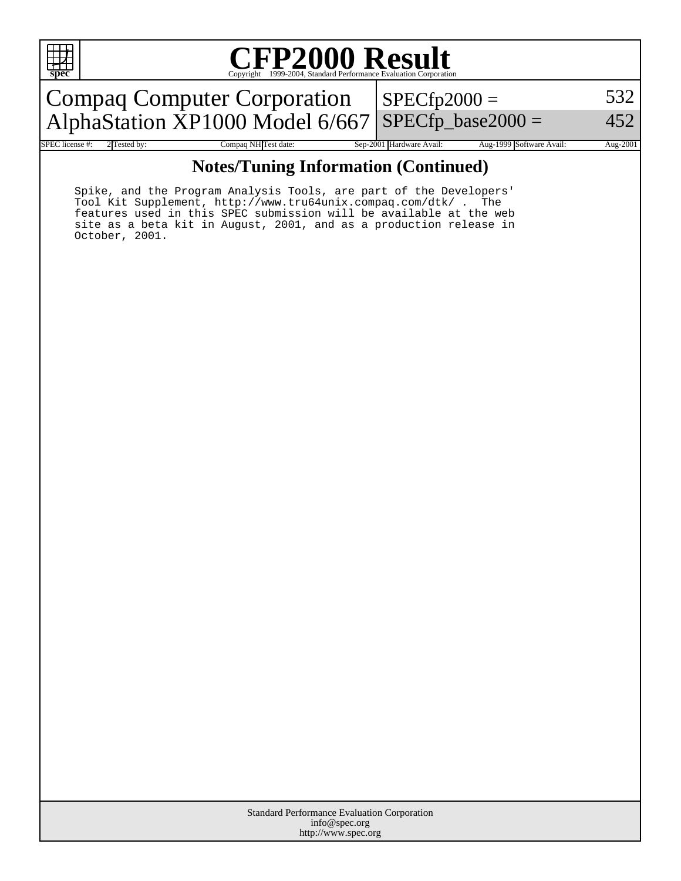# CFP2000 Result

Copyright 1999-2004, Standard Performance Evaluation Corporation

## Compaq Computer Corporation
## AlphaStation XP1000 Model 6/667

SPECfp2000 = 532

SPECfp_base2000 = 452

| SPEC license #: | 2 | Tested by: | Compaq NH | Test date: | Sep-2001 | Hardware Avail: | Aug-1999 | Software Avail: | Aug-2001 |
|---|---|---|---|---|---|---|---|---|---|

## Notes/Tuning Information (Continued)

```
Spike, and the Program Analysis Tools, are part of the Developers'
Tool Kit Supplement, http://www.tru64unix.compaq.com/dtk/ .  The
features used in this SPEC submission will be available at the web
site as a beta kit in August, 2001, and as a production release in
October, 2001.
```

Standard Performance Evaluation Corporation
info@spec.org
http://www.spec.org